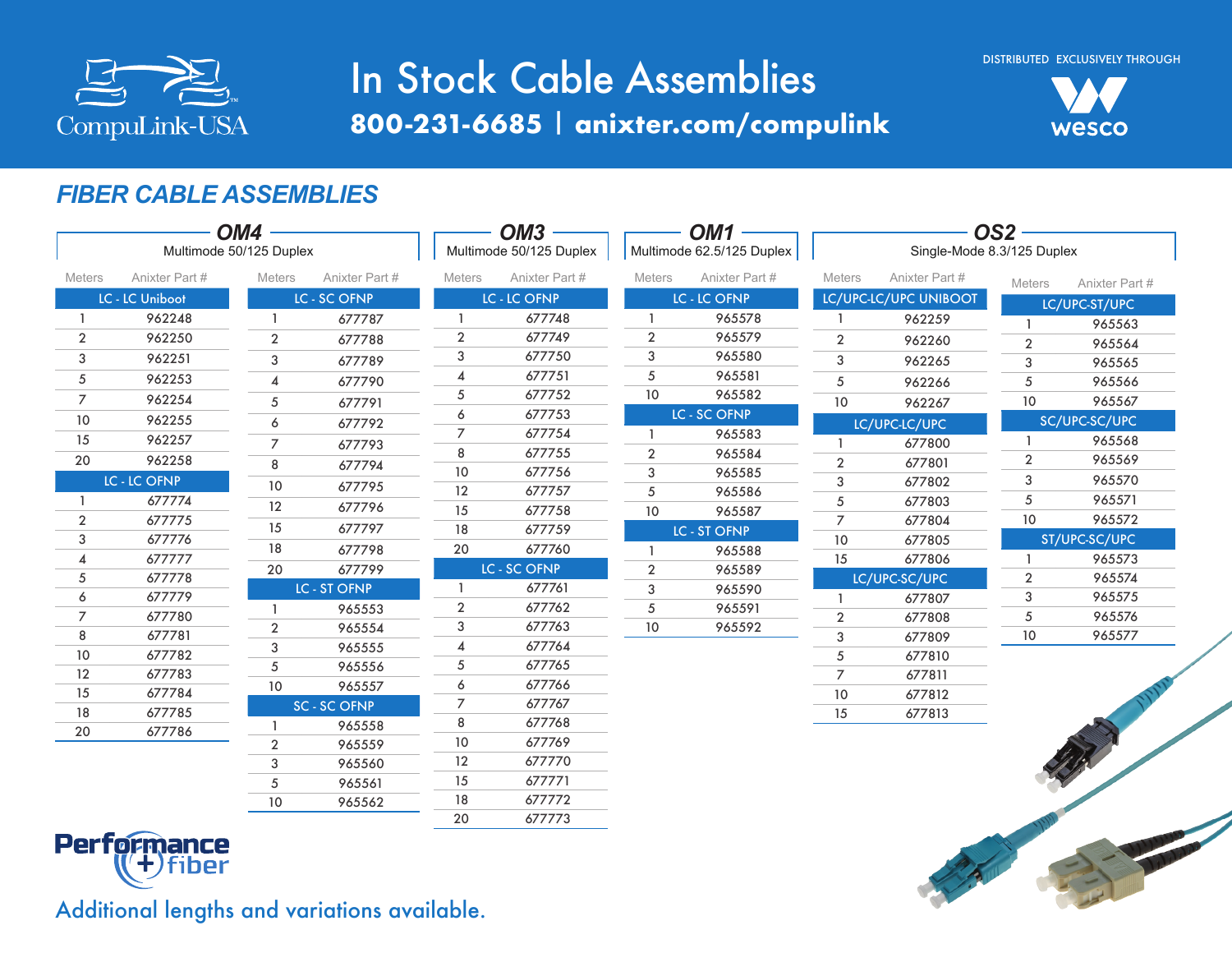# In Stock Cable Assemblies

**800-231-6685 | anixter.com/compulink**

CompuLink-USA

DISTRIBUTED EXCLUSIVELY THROUGH wesco

## FIBER CABLE ASSEMBLIES

### OM4 — Multimode 50/125 Duplex

| Meters | Anixter Part # |
|---|---|
| **LC - LC Uniboot** | |
| 1 | 962248 |
| 2 | 962250 |
| 3 | 962251 |
| 5 | 962253 |
| 7 | 962254 |
| 10 | 962255 |
| 15 | 962257 |
| 20 | 962258 |
| **LC - LC OFNP** | |
| 1 | 677774 |
| 2 | 677775 |
| 3 | 677776 |
| 4 | 677777 |
| 5 | 677778 |
| 6 | 677779 |
| 7 | 677780 |
| 8 | 677781 |
| 10 | 677782 |
| 12 | 677783 |
| 15 | 677784 |
| 18 | 677785 |
| 20 | 677786 |

| Meters | Anixter Part # |
|---|---|
| **LC - SC OFNP** | |
| 1 | 677787 |
| 2 | 677788 |
| 3 | 677789 |
| 4 | 677790 |
| 5 | 677791 |
| 6 | 677792 |
| 7 | 677793 |
| 8 | 677794 |
| 10 | 677795 |
| 12 | 677796 |
| 15 | 677797 |
| 18 | 677798 |
| 20 | 677799 |
| **LC - ST OFNP** | |
| 1 | 965553 |
| 2 | 965554 |
| 3 | 965555 |
| 5 | 965556 |
| 10 | 965557 |
| **SC - SC OFNP** | |
| 1 | 965558 |
| 2 | 965559 |
| 3 | 965560 |
| 5 | 965561 |
| 10 | 965562 |

### OM3 — Multimode 50/125 Duplex

| Meters | Anixter Part # |
|---|---|
| **LC - LC OFNP** | |
| 1 | 677748 |
| 2 | 677749 |
| 3 | 677750 |
| 4 | 677751 |
| 5 | 677752 |
| 6 | 677753 |
| 7 | 677754 |
| 8 | 677755 |
| 10 | 677756 |
| 12 | 677757 |
| 15 | 677758 |
| 18 | 677759 |
| 20 | 677760 |
| **LC - SC OFNP** | |
| 1 | 677761 |
| 2 | 677762 |
| 3 | 677763 |
| 4 | 677764 |
| 5 | 677765 |
| 6 | 677766 |
| 7 | 677767 |
| 8 | 677768 |
| 10 | 677769 |
| 12 | 677770 |
| 15 | 677771 |
| 18 | 677772 |
| 20 | 677773 |

### OM1 — Multimode 62.5/125 Duplex

| Meters | Anixter Part # |
|---|---|
| **LC - LC OFNP** | |
| 1 | 965578 |
| 2 | 965579 |
| 3 | 965580 |
| 5 | 965581 |
| 10 | 965582 |
| **LC - SC OFNP** | |
| 1 | 965583 |
| 2 | 965584 |
| 3 | 965585 |
| 5 | 965586 |
| 10 | 965587 |
| **LC - ST OFNP** | |
| 1 | 965588 |
| 2 | 965589 |
| 3 | 965590 |
| 5 | 965591 |
| 10 | 965592 |

### OS2 — Single-Mode 8.3/125 Duplex

| Meters | Anixter Part # |
|---|---|
| **LC/UPC-LC/UPC UNIBOOT** | |
| 1 | 962259 |
| 2 | 962260 |
| 3 | 962265 |
| 5 | 962266 |
| 10 | 962267 |
| **LC/UPC-LC/UPC** | |
| 1 | 677800 |
| 2 | 677801 |
| 3 | 677802 |
| 5 | 677803 |
| 7 | 677804 |
| 10 | 677805 |
| 15 | 677806 |
| **LC/UPC-SC/UPC** | |
| 1 | 677807 |
| 2 | 677808 |
| 3 | 677809 |
| 5 | 677810 |
| 7 | 677811 |
| 10 | 677812 |
| 15 | 677813 |

| Meters | Anixter Part # |
|---|---|
| **LC/UPC-ST/UPC** | |
| 1 | 965563 |
| 2 | 965564 |
| 3 | 965565 |
| 5 | 965566 |
| 10 | 965567 |
| **SC/UPC-SC/UPC** | |
| 1 | 965568 |
| 2 | 965569 |
| 3 | 965570 |
| 5 | 965571 |
| 10 | 965572 |
| **ST/UPC-SC/UPC** | |
| 1 | 965573 |
| 2 | 965574 |
| 3 | 965575 |
| 5 | 965576 |
| 10 | 965577 |

Performance (+) fiber

Additional lengths and variations available.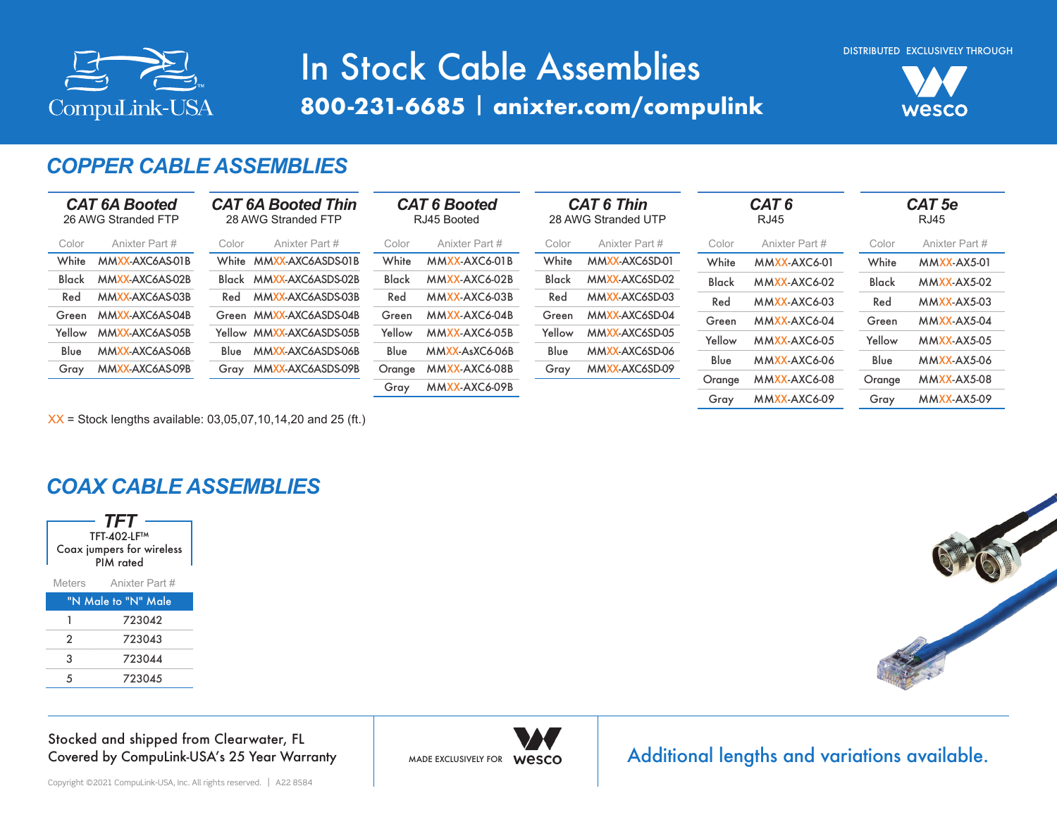# In Stock Cable Assemblies

**800-231-6685 | anixter.com/compulink**

DISTRIBUTED EXCLUSIVELY THROUGH wesco

## COPPER CABLE ASSEMBLIES

### CAT 6A Booted
26 AWG Stranded FTP

| Color | Anixter Part # |
|---|---|
| White | MMXX-AXC6AS-01B |
| Black | MMXX-AXC6AS-02B |
| Red | MMXX-AXC6AS-03B |
| Green | MMXX-AXC6AS-04B |
| Yellow | MMXX-AXC6AS-05B |
| Blue | MMXX-AXC6AS-06B |
| Gray | MMXX-AXC6AS-09B |

### CAT 6A Booted Thin
28 AWG Stranded FTP

| Color | Anixter Part # |
|---|---|
| White | MMXX-AXC6ASDS-01B |
| Black | MMXX-AXC6ASDS-02B |
| Red | MMXX-AXC6ASDS-03B |
| Green | MMXX-AXC6ASDS-04B |
| Yellow | MMXX-AXC6ASDS-05B |
| Blue | MMXX-AXC6ASDS-06B |
| Gray | MMXX-AXC6ASDS-09B |

### CAT 6 Booted
RJ45 Booted

| Color | Anixter Part # |
|---|---|
| White | MMXX-AXC6-01B |
| Black | MMXX-AXC6-02B |
| Red | MMXX-AXC6-03B |
| Green | MMXX-AXC6-04B |
| Yellow | MMXX-AXC6-05B |
| Blue | MMXX-AsXC6-06B |
| Orange | MMXX-AXC6-08B |
| Gray | MMXX-AXC6-09B |

### CAT 6 Thin
28 AWG Stranded UTP

| Color | Anixter Part # |
|---|---|
| White | MMXX-AXC6SD-01 |
| Black | MMXX-AXC6SD-02 |
| Red | MMXX-AXC6SD-03 |
| Green | MMXX-AXC6SD-04 |
| Yellow | MMXX-AXC6SD-05 |
| Blue | MMXX-AXC6SD-06 |
| Gray | MMXX-AXC6SD-09 |

### CAT 6
RJ45

| Color | Anixter Part # |
|---|---|
| White | MMXX-AXC6-01 |
| Black | MMXX-AXC6-02 |
| Red | MMXX-AXC6-03 |
| Green | MMXX-AXC6-04 |
| Yellow | MMXX-AXC6-05 |
| Blue | MMXX-AXC6-06 |
| Orange | MMXX-AXC6-08 |
| Gray | MMXX-AXC6-09 |

### CAT 5e
RJ45

| Color | Anixter Part # |
|---|---|
| White | MMXX-AX5-01 |
| Black | MMXX-AX5-02 |
| Red | MMXX-AX5-03 |
| Green | MMXX-AX5-04 |
| Yellow | MMXX-AX5-05 |
| Blue | MMXX-AX5-06 |
| Orange | MMXX-AX5-08 |
| Gray | MMXX-AX5-09 |

XX = Stock lengths available: 03,05,07,10,14,20 and 25 (ft.)

## COAX CABLE ASSEMBLIES

### TFT
TFT-402-LF™
Coax jumpers for wireless
PIM rated

| Meters | Anixter Part # |
|---|---|
| "N Male to "N" Male | |
| 1 | 723042 |
| 2 | 723043 |
| 3 | 723044 |
| 5 | 723045 |

Stocked and shipped from Clearwater, FL
Covered by CompuLink-USA's 25 Year Warranty

MADE EXCLUSIVELY FOR wesco

Additional lengths and variations available.

Copyright ©2021 CompuLink-USA, Inc. All rights reserved. | A22 8584